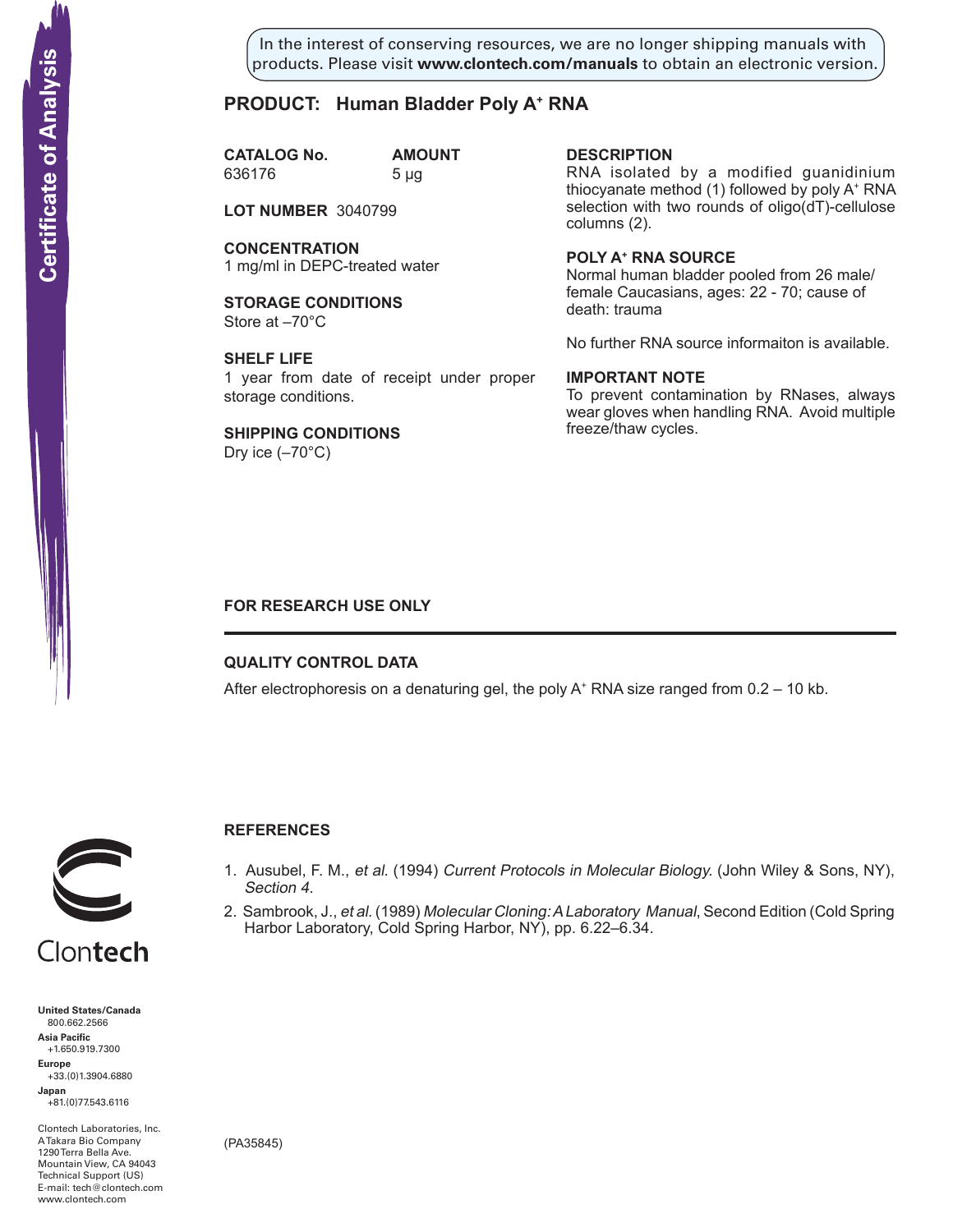Certificate of Analysis

In the interest of conserving resources, we are no longer shipping manuals with products. Please visit **www.clontech.com/manuals** to obtain an electronic version.

# PRODUCT: Human Bladder Poly A+ RNA

**CATALOG No.** 636176

**AMOUNT** 5 µg

**LOT NUMBER** 3040799

**CONCENTRATION**
1 mg/ml in DEPC-treated water

**STORAGE CONDITIONS**
Store at –70°C

**SHELF LIFE**
1 year from date of receipt under proper storage conditions.

**SHIPPING CONDITIONS**
Dry ice (–70°C)

**DESCRIPTION**
RNA isolated by a modified guanidinium thiocyanate method (1) followed by poly A+ RNA selection with two rounds of oligo(dT)-cellulose columns (2).

**POLY A+ RNA SOURCE**
Normal human bladder pooled from 26 male/female Caucasians, ages: 22 - 70; cause of death: trauma

No further RNA source informaiton is available.

**IMPORTANT NOTE**
To prevent contamination by RNases, always wear gloves when handling RNA. Avoid multiple freeze/thaw cycles.

**FOR RESEARCH USE ONLY**

---

**QUALITY CONTROL DATA**

After electrophoresis on a denaturing gel, the poly A+ RNA size ranged from 0.2 – 10 kb.

**REFERENCES**

1. Ausubel, F. M., *et al.* (1994) *Current Protocols in Molecular Biology.* (John Wiley & Sons, NY), *Section 4.*
2. Sambrook, J., *et al.* (1989) *Molecular Cloning: A Laboratory Manual*, Second Edition (Cold Spring Harbor Laboratory, Cold Spring Harbor, NY), pp. 6.22–6.34.

Clontech

**United States/Canada**
800.662.2566
**Asia Pacific**
+1.650.919.7300
**Europe**
+33.(0)1.3904.6880
**Japan**
+81.(0)77.543.6116

Clontech Laboratories, Inc.
A Takara Bio Company
1290 Terra Bella Ave.
Mountain View, CA 94043
Technical Support (US)
E-mail: tech@clontech.com
www.clontech.com

(PA35845)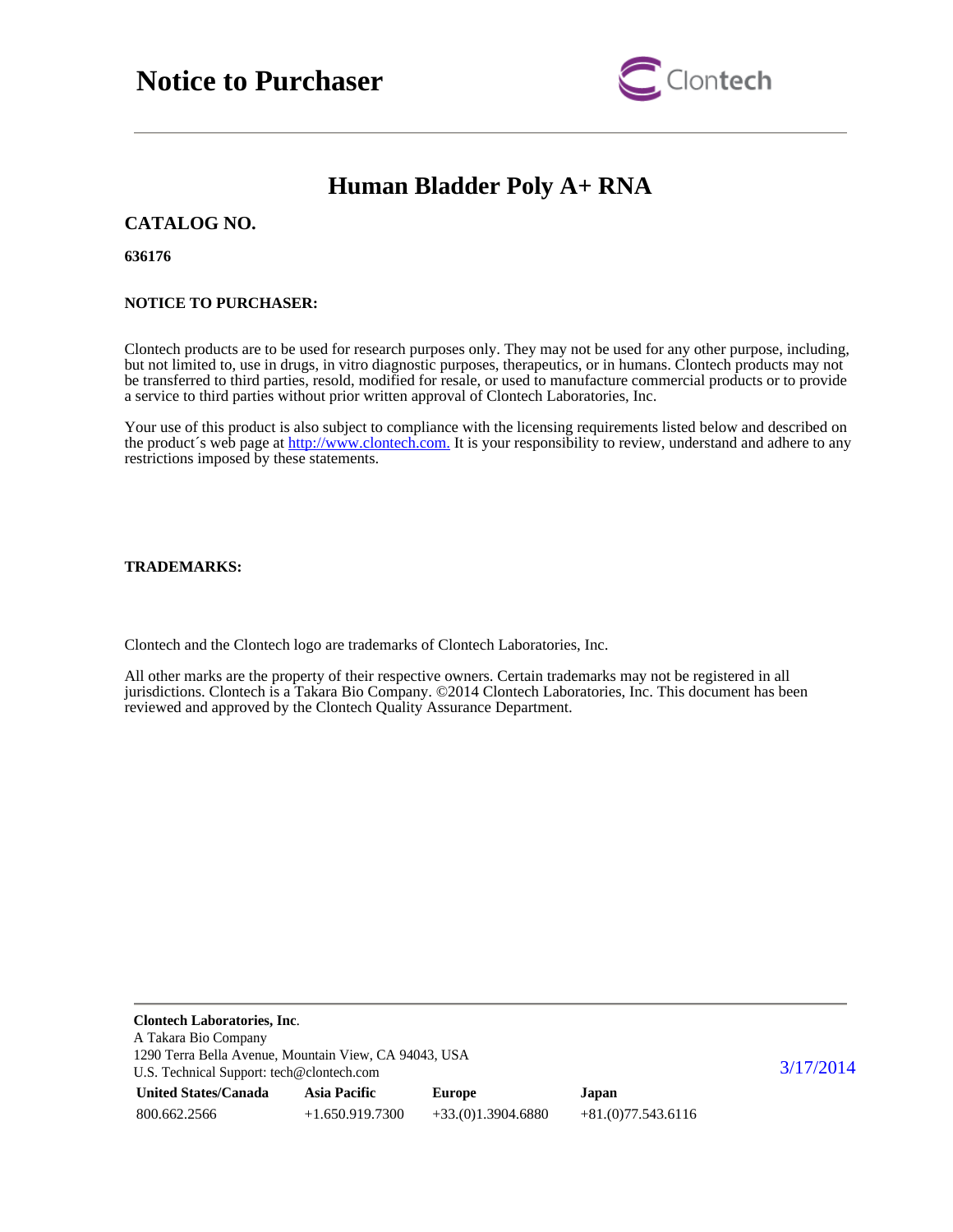# Notice to Purchaser

## Human Bladder Poly A+ RNA

### CATALOG NO.

**636176**

**NOTICE TO PURCHASER:**

Clontech products are to be used for research purposes only. They may not be used for any other purpose, including, but not limited to, use in drugs, in vitro diagnostic purposes, therapeutics, or in humans. Clontech products may not be transferred to third parties, resold, modified for resale, or used to manufacture commercial products or to provide a service to third parties without prior written approval of Clontech Laboratories, Inc.

Your use of this product is also subject to compliance with the licensing requirements listed below and described on the product´s web page at http://www.clontech.com. It is your responsibility to review, understand and adhere to any restrictions imposed by these statements.

**TRADEMARKS:**

Clontech and the Clontech logo are trademarks of Clontech Laboratories, Inc.

All other marks are the property of their respective owners. Certain trademarks may not be registered in all jurisdictions. Clontech is a Takara Bio Company. ©2014 Clontech Laboratories, Inc. This document has been reviewed and approved by the Clontech Quality Assurance Department.

**Clontech Laboratories, Inc.**
A Takara Bio Company
1290 Terra Bella Avenue, Mountain View, CA 94043, USA
U.S. Technical Support: tech@clontech.com

| United States/Canada | Asia Pacific | Europe | Japan |
|---|---|---|---|
| 800.662.2566 | +1.650.919.7300 | +33.(0)1.3904.6880 | +81.(0)77.543.6116 |

3/17/2014